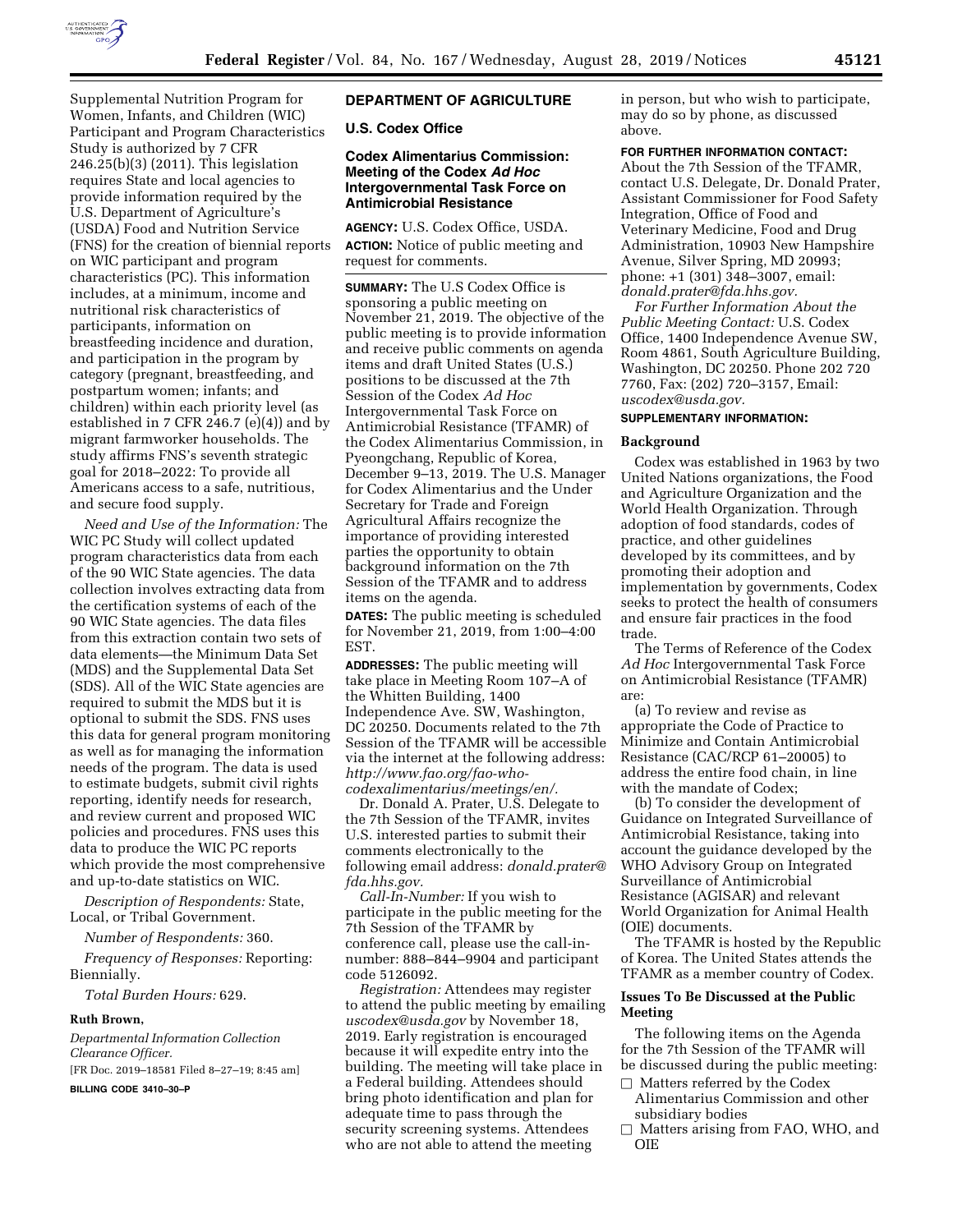Supplemental Nutrition Program for Women, Infants, and Children (WIC) Participant and Program Characteristics Study is authorized by 7 CFR 246.25(b)(3) (2011). This legislation requires State and local agencies to provide information required by the U.S. Department of Agriculture's (USDA) Food and Nutrition Service (FNS) for the creation of biennial reports on WIC participant and program characteristics (PC). This information includes, at a minimum, income and nutritional risk characteristics of participants, information on breastfeeding incidence and duration, and participation in the program by category (pregnant, breastfeeding, and postpartum women; infants; and children) within each priority level (as established in 7 CFR 246.7 (e)(4)) and by migrant farmworker households. The study affirms FNS's seventh strategic goal for 2018–2022: To provide all Americans access to a safe, nutritious, and secure food supply.

*Need and Use of the Information:* The WIC PC Study will collect updated program characteristics data from each of the 90 WIC State agencies. The data collection involves extracting data from the certification systems of each of the 90 WIC State agencies. The data files from this extraction contain two sets of data elements—the Minimum Data Set (MDS) and the Supplemental Data Set (SDS). All of the WIC State agencies are required to submit the MDS but it is optional to submit the SDS. FNS uses this data for general program monitoring as well as for managing the information needs of the program. The data is used to estimate budgets, submit civil rights reporting, identify needs for research, and review current and proposed WIC policies and procedures. FNS uses this data to produce the WIC PC reports which provide the most comprehensive and up-to-date statistics on WIC.

*Description of Respondents:* State, Local, or Tribal Government.

*Number of Respondents:* 360.

*Frequency of Responses:* Reporting: Biennially.

*Total Burden Hours:* 629.

**Ruth Brown,**

*Departmental Information Collection Clearance Officer.*

[FR Doc. 2019–18581 Filed 8–27–19; 8:45 am]

**BILLING CODE 3410–30–P**

## DEPARTMENT OF AGRICULTURE

### U.S. Codex Office

### Codex Alimentarius Commission: Meeting of the Codex *Ad Hoc* Intergovernmental Task Force on Antimicrobial Resistance

**AGENCY:** U.S. Codex Office, USDA.

**ACTION:** Notice of public meeting and request for comments.

**SUMMARY:** The U.S Codex Office is sponsoring a public meeting on November 21, 2019. The objective of the public meeting is to provide information and receive public comments on agenda items and draft United States (U.S.) positions to be discussed at the 7th Session of the Codex *Ad Hoc* Intergovernmental Task Force on Antimicrobial Resistance (TFAMR) of the Codex Alimentarius Commission, in Pyeongchang, Republic of Korea, December 9–13, 2019. The U.S. Manager for Codex Alimentarius and the Under Secretary for Trade and Foreign Agricultural Affairs recognize the importance of providing interested parties the opportunity to obtain background information on the 7th Session of the TFAMR and to address items on the agenda.

**DATES:** The public meeting is scheduled for November 21, 2019, from 1:00–4:00 EST.

**ADDRESSES:** The public meeting will take place in Meeting Room 107–A of the Whitten Building, 1400 Independence Ave. SW, Washington, DC 20250. Documents related to the 7th Session of the TFAMR will be accessible via the internet at the following address: *http://www.fao.org/fao-who-codexalimentarius/meetings/en/.*

Dr. Donald A. Prater, U.S. Delegate to the 7th Session of the TFAMR, invites U.S. interested parties to submit their comments electronically to the following email address: *donald.prater@fda.hhs.gov.*

*Call-In-Number:* If you wish to participate in the public meeting for the 7th Session of the TFAMR by conference call, please use the call-in-number: 888–844–9904 and participant code 5126092.

*Registration:* Attendees may register to attend the public meeting by emailing *uscodex@usda.gov* by November 18, 2019. Early registration is encouraged because it will expedite entry into the building. The meeting will take place in a Federal building. Attendees should bring photo identification and plan for adequate time to pass through the security screening systems. Attendees who are not able to attend the meeting in person, but who wish to participate, may do so by phone, as discussed above.

**FOR FURTHER INFORMATION CONTACT:** About the 7th Session of the TFAMR, contact U.S. Delegate, Dr. Donald Prater, Assistant Commissioner for Food Safety Integration, Office of Food and Veterinary Medicine, Food and Drug Administration, 10903 New Hampshire Avenue, Silver Spring, MD 20993; phone: +1 (301) 348–3007, email: *donald.prater@fda.hhs.gov.*

*For Further Information About the Public Meeting Contact:* U.S. Codex Office, 1400 Independence Avenue SW, Room 4861, South Agriculture Building, Washington, DC 20250. Phone 202 720 7760, Fax: (202) 720–3157, Email: *uscodex@usda.gov.*

**SUPPLEMENTARY INFORMATION:**

#### Background

Codex was established in 1963 by two United Nations organizations, the Food and Agriculture Organization and the World Health Organization. Through adoption of food standards, codes of practice, and other guidelines developed by its committees, and by promoting their adoption and implementation by governments, Codex seeks to protect the health of consumers and ensure fair practices in the food trade.

The Terms of Reference of the Codex *Ad Hoc* Intergovernmental Task Force on Antimicrobial Resistance (TFAMR) are:

(a) To review and revise as appropriate the Code of Practice to Minimize and Contain Antimicrobial Resistance (CAC/RCP 61–20005) to address the entire food chain, in line with the mandate of Codex;

(b) To consider the development of Guidance on Integrated Surveillance of Antimicrobial Resistance, taking into account the guidance developed by the WHO Advisory Group on Integrated Surveillance of Antimicrobial Resistance (AGISAR) and relevant World Organization for Animal Health (OIE) documents.

The TFAMR is hosted by the Republic of Korea. The United States attends the TFAMR as a member country of Codex.

#### Issues To Be Discussed at the Public Meeting

The following items on the Agenda for the 7th Session of the TFAMR will be discussed during the public meeting:

☐ Matters referred by the Codex Alimentarius Commission and other subsidiary bodies

☐ Matters arising from FAO, WHO, and OIE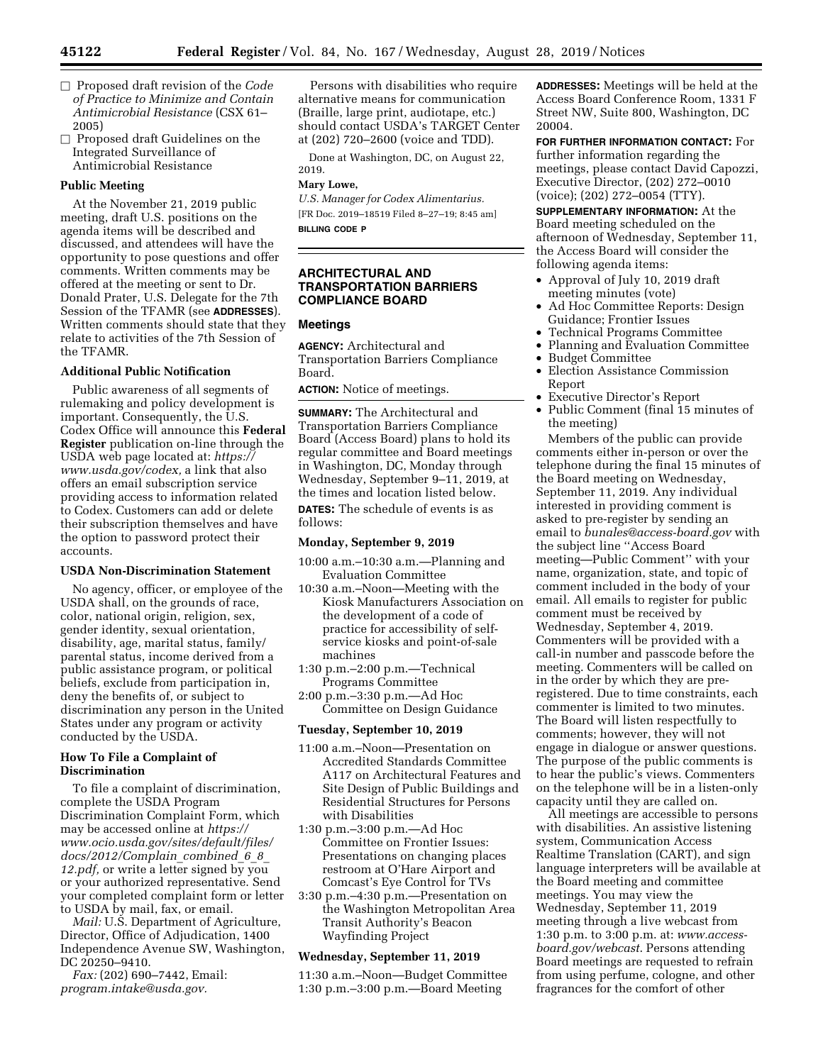☐ Proposed draft revision of the *Code of Practice to Minimize and Contain Antimicrobial Resistance* (CSX 61–2005)

☐ Proposed draft Guidelines on the Integrated Surveillance of Antimicrobial Resistance

## Public Meeting

At the November 21, 2019 public meeting, draft U.S. positions on the agenda items will be described and discussed, and attendees will have the opportunity to pose questions and offer comments. Written comments may be offered at the meeting or sent to Dr. Donald Prater, U.S. Delegate for the 7th Session of the TFAMR (see **ADDRESSES**). Written comments should state that they relate to activities of the 7th Session of the TFAMR.

## Additional Public Notification

Public awareness of all segments of rulemaking and policy development is important. Consequently, the U.S. Codex Office will announce this **Federal Register** publication on-line through the USDA web page located at: *https://www.usda.gov/codex,* a link that also offers an email subscription service providing access to information related to Codex. Customers can add or delete their subscription themselves and have the option to password protect their accounts.

## USDA Non-Discrimination Statement

No agency, officer, or employee of the USDA shall, on the grounds of race, color, national origin, religion, sex, gender identity, sexual orientation, disability, age, marital status, family/parental status, income derived from a public assistance program, or political beliefs, exclude from participation in, deny the benefits of, or subject to discrimination any person in the United States under any program or activity conducted by the USDA.

## How To File a Complaint of Discrimination

To file a complaint of discrimination, complete the USDA Program Discrimination Complaint Form, which may be accessed online at *https://www.ocio.usda.gov/sites/default/files/docs/2012/Complain_combined_6_8_12.pdf,* or write a letter signed by you or your authorized representative. Send your completed complaint form or letter to USDA by mail, fax, or email.

*Mail:* U.S. Department of Agriculture, Director, Office of Adjudication, 1400 Independence Avenue SW, Washington, DC 20250–9410.

*Fax:* (202) 690–7442, Email: *program.intake@usda.gov.*

Persons with disabilities who require alternative means for communication (Braille, large print, audiotape, etc.) should contact USDA's TARGET Center at (202) 720–2600 (voice and TDD).

Done at Washington, DC, on August 22, 2019.

**Mary Lowe,**

*U.S. Manager for Codex Alimentarius.*

[FR Doc. 2019–18519 Filed 8–27–19; 8:45 am]

**BILLING CODE P**

---

# ARCHITECTURAL AND TRANSPORTATION BARRIERS COMPLIANCE BOARD

## Meetings

**AGENCY:** Architectural and Transportation Barriers Compliance Board.

**ACTION:** Notice of meetings.

**SUMMARY:** The Architectural and Transportation Barriers Compliance Board (Access Board) plans to hold its regular committee and Board meetings in Washington, DC, Monday through Wednesday, September 9–11, 2019, at the times and location listed below.

**DATES:** The schedule of events is as follows:

### Monday, September 9, 2019

10:00 a.m.–10:30 a.m.—Planning and Evaluation Committee

10:30 a.m.–Noon—Meeting with the Kiosk Manufacturers Association on the development of a code of practice for accessibility of self-service kiosks and point-of-sale machines

1:30 p.m.–2:00 p.m.—Technical Programs Committee

2:00 p.m.–3:30 p.m.—Ad Hoc Committee on Design Guidance

### Tuesday, September 10, 2019

11:00 a.m.–Noon—Presentation on Accredited Standards Committee A117 on Architectural Features and Site Design of Public Buildings and Residential Structures for Persons with Disabilities

1:30 p.m.–3:00 p.m.—Ad Hoc Committee on Frontier Issues: Presentations on changing places restroom at O'Hare Airport and Comcast's Eye Control for TVs

3:30 p.m.–4:30 p.m.—Presentation on the Washington Metropolitan Area Transit Authority's Beacon Wayfinding Project

### Wednesday, September 11, 2019

11:30 a.m.–Noon—Budget Committee

1:30 p.m.–3:00 p.m.—Board Meeting

**ADDRESSES:** Meetings will be held at the Access Board Conference Room, 1331 F Street NW, Suite 800, Washington, DC 20004.

**FOR FURTHER INFORMATION CONTACT:** For further information regarding the meetings, please contact David Capozzi, Executive Director, (202) 272–0010 (voice); (202) 272–0054 (TTY).

**SUPPLEMENTARY INFORMATION:** At the Board meeting scheduled on the afternoon of Wednesday, September 11, the Access Board will consider the following agenda items:

- Approval of July 10, 2019 draft meeting minutes (vote)
- Ad Hoc Committee Reports: Design Guidance; Frontier Issues
- Technical Programs Committee
- Planning and Evaluation Committee
- Budget Committee
- Election Assistance Commission Report
- Executive Director's Report
- Public Comment (final 15 minutes of the meeting)

Members of the public can provide comments either in-person or over the telephone during the final 15 minutes of the Board meeting on Wednesday, September 11, 2019. Any individual interested in providing comment is asked to pre-register by sending an email to *bunales@access-board.gov* with the subject line ''Access Board meeting—Public Comment'' with your name, organization, state, and topic of comment included in the body of your email. All emails to register for public comment must be received by Wednesday, September 4, 2019. Commenters will be provided with a call-in number and passcode before the meeting. Commenters will be called on in the order by which they are pre-registered. Due to time constraints, each commenter is limited to two minutes. The Board will listen respectfully to comments; however, they will not engage in dialogue or answer questions. The purpose of the public comments is to hear the public's views. Commenters on the telephone will be in a listen-only capacity until they are called on.

All meetings are accessible to persons with disabilities. An assistive listening system, Communication Access Realtime Translation (CART), and sign language interpreters will be available at the Board meeting and committee meetings. You may view the Wednesday, September 11, 2019 meeting through a live webcast from 1:30 p.m. to 3:00 p.m. at: *www.access-board.gov/webcast.* Persons attending Board meetings are requested to refrain from using perfume, cologne, and other fragrances for the comfort of other